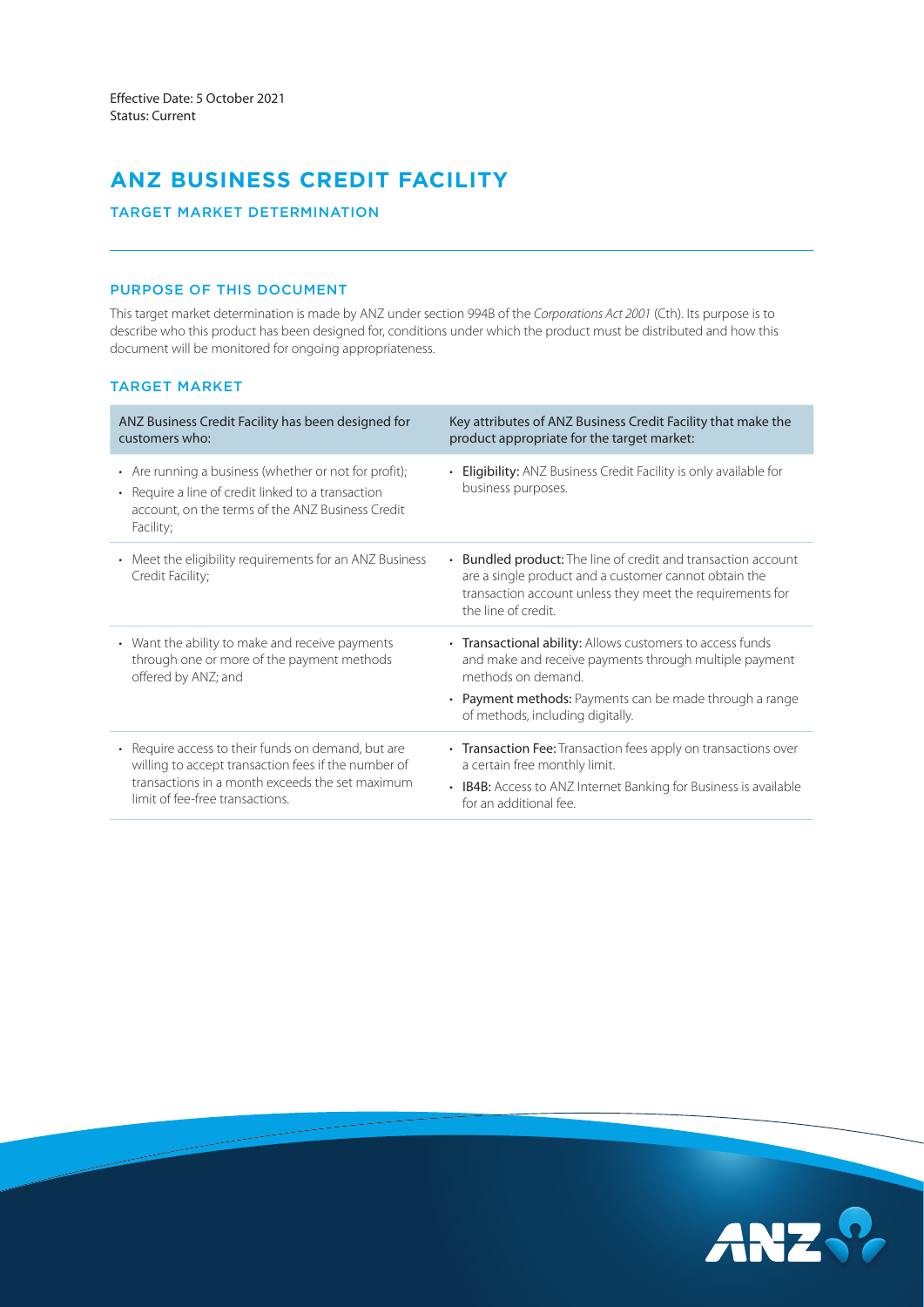Effective Date: 5 October 2021
Status: Current

# ANZ BUSINESS CREDIT FACILITY

## TARGET MARKET DETERMINATION

### PURPOSE OF THIS DOCUMENT

This target market determination is made by ANZ under section 994B of the *Corporations Act 2001* (Cth). Its purpose is to describe who this product has been designed for, conditions under which the product must be distributed and how this document will be monitored for ongoing appropriateness.

### TARGET MARKET

| ANZ Business Credit Facility has been designed for customers who: | Key attributes of ANZ Business Credit Facility that make the product appropriate for the target market: |
|---|---|
| • Are running a business (whether or not for profit);<br>• Require a line of credit linked to a transaction account, on the terms of the ANZ Business Credit Facility; | • **Eligibility:** ANZ Business Credit Facility is only available for business purposes. |
| • Meet the eligibility requirements for an ANZ Business Credit Facility; | • **Bundled product:** The line of credit and transaction account are a single product and a customer cannot obtain the transaction account unless they meet the requirements for the line of credit. |
| • Want the ability to make and receive payments through one or more of the payment methods offered by ANZ; and | • **Transactional ability:** Allows customers to access funds and make and receive payments through multiple payment methods on demand.<br>• **Payment methods:** Payments can be made through a range of methods, including digitally. |
| • Require access to their funds on demand, but are willing to accept transaction fees if the number of transactions in a month exceeds the set maximum limit of fee-free transactions. | • **Transaction Fee:** Transaction fees apply on transactions over a certain free monthly limit.<br>• **IB4B:** Access to ANZ Internet Banking for Business is available for an additional fee. |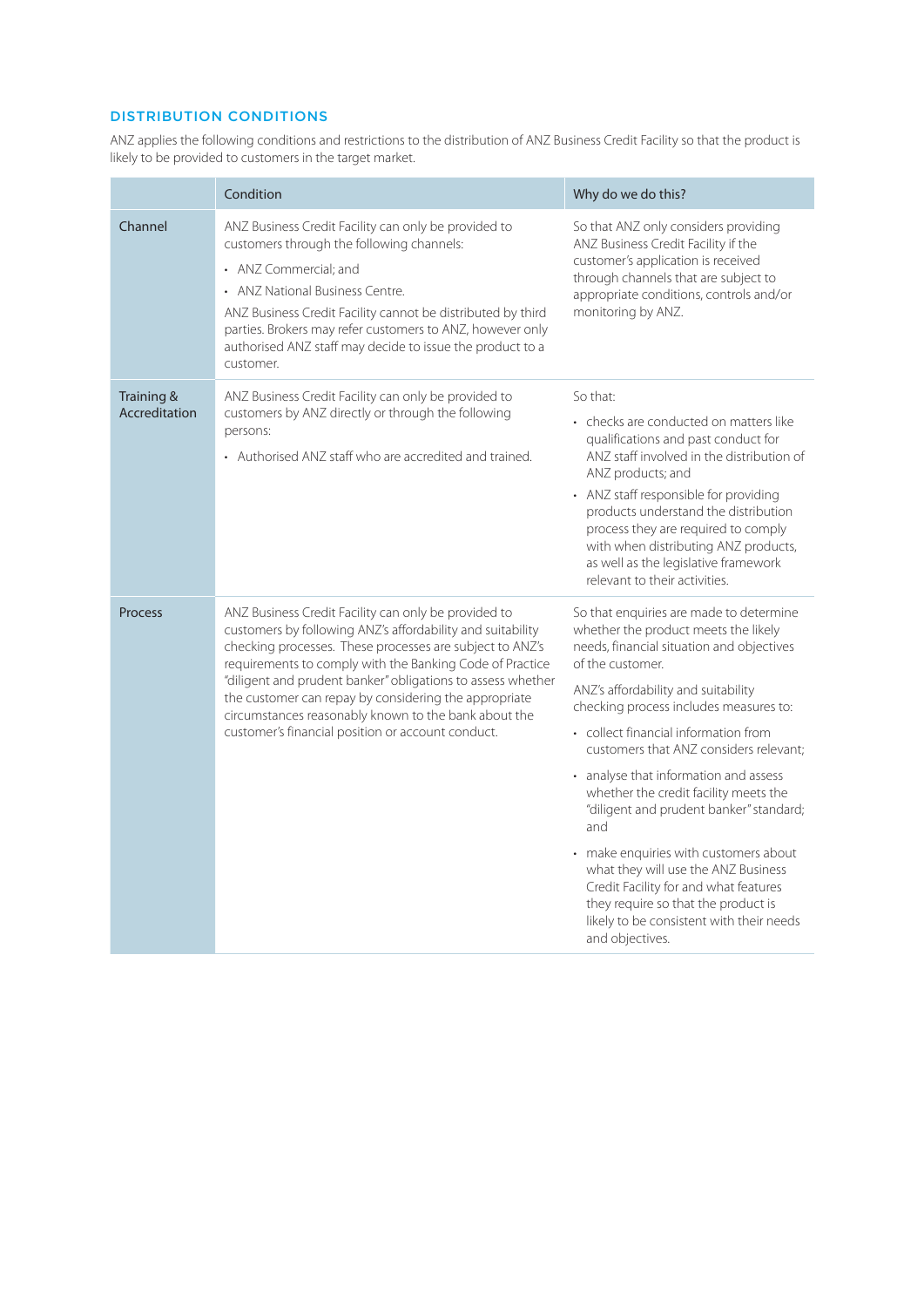## DISTRIBUTION CONDITIONS

ANZ applies the following conditions and restrictions to the distribution of ANZ Business Credit Facility so that the product is likely to be provided to customers in the target market.

| | Condition | Why do we do this? |
|---|---|---|
| Channel | ANZ Business Credit Facility can only be provided to customers through the following channels:<br>• ANZ Commercial; and<br>• ANZ National Business Centre.<br>ANZ Business Credit Facility cannot be distributed by third parties. Brokers may refer customers to ANZ, however only authorised ANZ staff may decide to issue the product to a customer. | So that ANZ only considers providing ANZ Business Credit Facility if the customer's application is received through channels that are subject to appropriate conditions, controls and/or monitoring by ANZ. |
| Training & Accreditation | ANZ Business Credit Facility can only be provided to customers by ANZ directly or through the following persons:<br>• Authorised ANZ staff who are accredited and trained. | So that:<br>• checks are conducted on matters like qualifications and past conduct for ANZ staff involved in the distribution of ANZ products; and<br>• ANZ staff responsible for providing products understand the distribution process they are required to comply with when distributing ANZ products, as well as the legislative framework relevant to their activities. |
| Process | ANZ Business Credit Facility can only be provided to customers by following ANZ's affordability and suitability checking processes. These processes are subject to ANZ's requirements to comply with the Banking Code of Practice "diligent and prudent banker" obligations to assess whether the customer can repay by considering the appropriate circumstances reasonably known to the bank about the customer's financial position or account conduct. | So that enquiries are made to determine whether the product meets the likely needs, financial situation and objectives of the customer.<br>ANZ's affordability and suitability checking process includes measures to:<br>• collect financial information from customers that ANZ considers relevant;<br>• analyse that information and assess whether the credit facility meets the "diligent and prudent banker" standard; and<br>• make enquiries with customers about what they will use the ANZ Business Credit Facility for and what features they require so that the product is likely to be consistent with their needs and objectives. |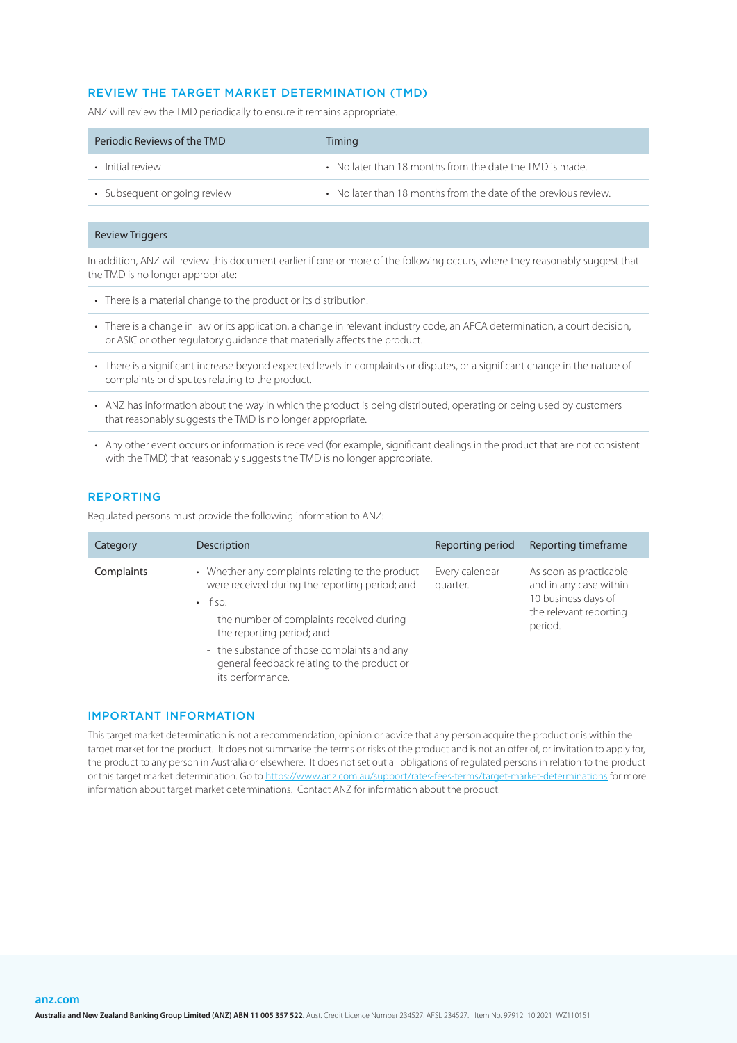## REVIEW THE TARGET MARKET DETERMINATION (TMD)

ANZ will review the TMD periodically to ensure it remains appropriate.

| Periodic Reviews of the TMD | Timing |
|---|---|
| • Initial review | • No later than 18 months from the date the TMD is made. |
| • Subsequent ongoing review | • No later than 18 months from the date of the previous review. |

### Review Triggers

In addition, ANZ will review this document earlier if one or more of the following occurs, where they reasonably suggest that the TMD is no longer appropriate:

- There is a material change to the product or its distribution.
- There is a change in law or its application, a change in relevant industry code, an AFCA determination, a court decision, or ASIC or other regulatory guidance that materially affects the product.
- There is a significant increase beyond expected levels in complaints or disputes, or a significant change in the nature of complaints or disputes relating to the product.
- ANZ has information about the way in which the product is being distributed, operating or being used by customers that reasonably suggests the TMD is no longer appropriate.
- Any other event occurs or information is received (for example, significant dealings in the product that are not consistent with the TMD) that reasonably suggests the TMD is no longer appropriate.

## REPORTING

Regulated persons must provide the following information to ANZ:

| Category | Description | Reporting period | Reporting timeframe |
|---|---|---|---|
| Complaints | • Whether any complaints relating to the product were received during the reporting period; and<br>• If so:<br>- the number of complaints received during the reporting period; and<br>- the substance of those complaints and any general feedback relating to the product or its performance. | Every calendar quarter. | As soon as practicable and in any case within 10 business days of the relevant reporting period. |

## IMPORTANT INFORMATION

This target market determination is not a recommendation, opinion or advice that any person acquire the product or is within the target market for the product. It does not summarise the terms or risks of the product and is not an offer of, or invitation to apply for, the product to any person in Australia or elsewhere. It does not set out all obligations of regulated persons in relation to the product or this target market determination. Go to https://www.anz.com.au/support/rates-fees-terms/target-market-determinations for more information about target market determinations. Contact ANZ for information about the product.

anz.com

**Australia and New Zealand Banking Group Limited (ANZ) ABN 11 005 357 522.** Aust. Credit Licence Number 234527. AFSL 234527. Item No. 97912 10.2021 WZ110151